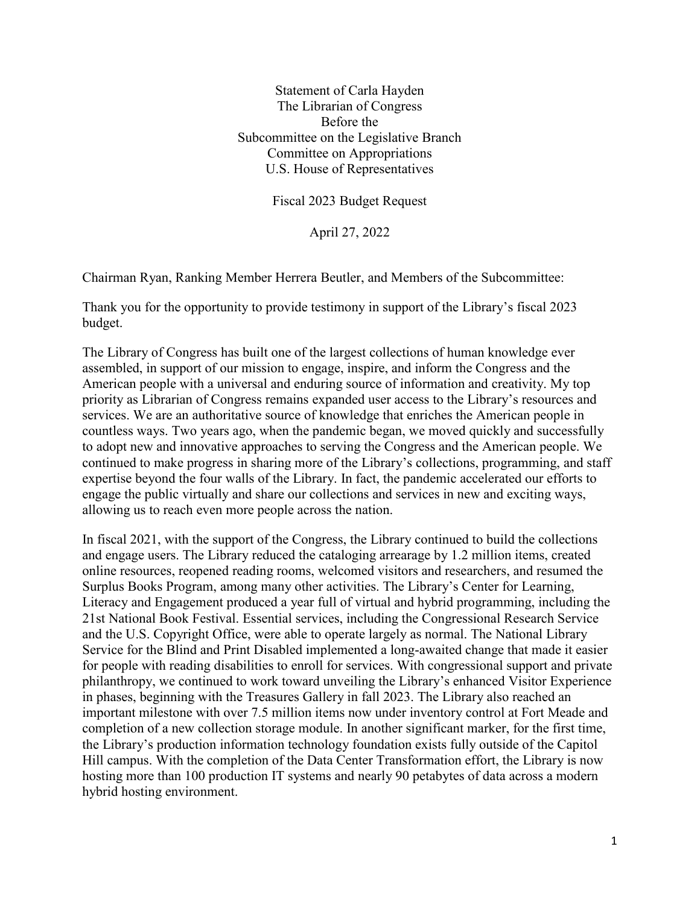Statement of Carla Hayden
The Librarian of Congress
Before the
Subcommittee on the Legislative Branch
Committee on Appropriations
U.S. House of Representatives

Fiscal 2023 Budget Request

April 27, 2022

Chairman Ryan, Ranking Member Herrera Beutler, and Members of the Subcommittee:

Thank you for the opportunity to provide testimony in support of the Library's fiscal 2023 budget.

The Library of Congress has built one of the largest collections of human knowledge ever assembled, in support of our mission to engage, inspire, and inform the Congress and the American people with a universal and enduring source of information and creativity. My top priority as Librarian of Congress remains expanded user access to the Library's resources and services. We are an authoritative source of knowledge that enriches the American people in countless ways. Two years ago, when the pandemic began, we moved quickly and successfully to adopt new and innovative approaches to serving the Congress and the American people. We continued to make progress in sharing more of the Library's collections, programming, and staff expertise beyond the four walls of the Library. In fact, the pandemic accelerated our efforts to engage the public virtually and share our collections and services in new and exciting ways, allowing us to reach even more people across the nation.

In fiscal 2021, with the support of the Congress, the Library continued to build the collections and engage users. The Library reduced the cataloging arrearage by 1.2 million items, created online resources, reopened reading rooms, welcomed visitors and researchers, and resumed the Surplus Books Program, among many other activities. The Library's Center for Learning, Literacy and Engagement produced a year full of virtual and hybrid programming, including the 21st National Book Festival. Essential services, including the Congressional Research Service and the U.S. Copyright Office, were able to operate largely as normal. The National Library Service for the Blind and Print Disabled implemented a long-awaited change that made it easier for people with reading disabilities to enroll for services. With congressional support and private philanthropy, we continued to work toward unveiling the Library's enhanced Visitor Experience in phases, beginning with the Treasures Gallery in fall 2023. The Library also reached an important milestone with over 7.5 million items now under inventory control at Fort Meade and completion of a new collection storage module. In another significant marker, for the first time, the Library's production information technology foundation exists fully outside of the Capitol Hill campus. With the completion of the Data Center Transformation effort, the Library is now hosting more than 100 production IT systems and nearly 90 petabytes of data across a modern hybrid hosting environment.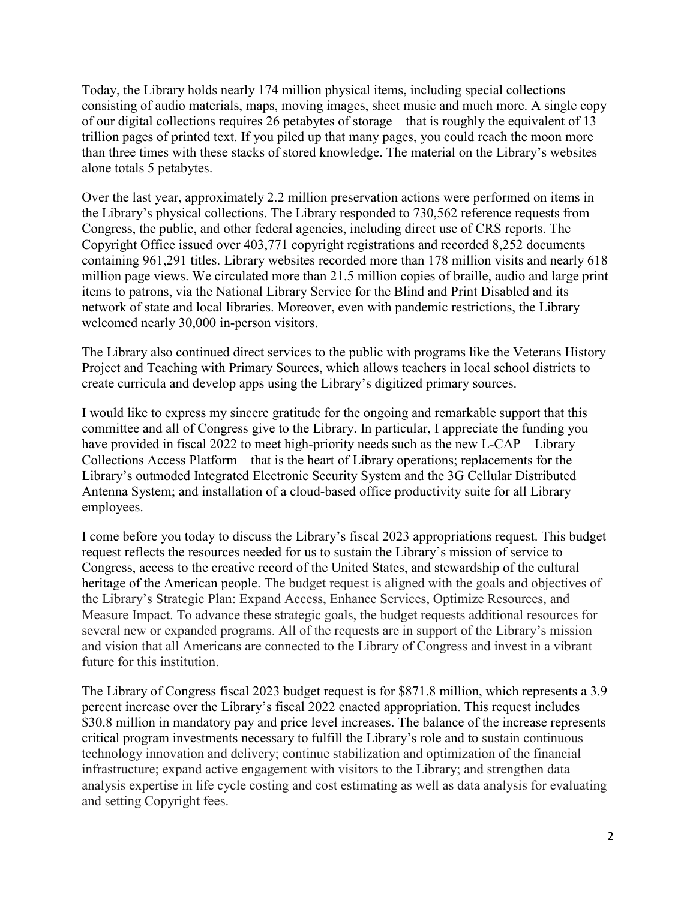Today, the Library holds nearly 174 million physical items, including special collections consisting of audio materials, maps, moving images, sheet music and much more. A single copy of our digital collections requires 26 petabytes of storage—that is roughly the equivalent of 13 trillion pages of printed text. If you piled up that many pages, you could reach the moon more than three times with these stacks of stored knowledge. The material on the Library's websites alone totals 5 petabytes.

Over the last year, approximately 2.2 million preservation actions were performed on items in the Library's physical collections. The Library responded to 730,562 reference requests from Congress, the public, and other federal agencies, including direct use of CRS reports. The Copyright Office issued over 403,771 copyright registrations and recorded 8,252 documents containing 961,291 titles. Library websites recorded more than 178 million visits and nearly 618 million page views. We circulated more than 21.5 million copies of braille, audio and large print items to patrons, via the National Library Service for the Blind and Print Disabled and its network of state and local libraries. Moreover, even with pandemic restrictions, the Library welcomed nearly 30,000 in-person visitors.

The Library also continued direct services to the public with programs like the Veterans History Project and Teaching with Primary Sources, which allows teachers in local school districts to create curricula and develop apps using the Library's digitized primary sources.

I would like to express my sincere gratitude for the ongoing and remarkable support that this committee and all of Congress give to the Library. In particular, I appreciate the funding you have provided in fiscal 2022 to meet high-priority needs such as the new L-CAP—Library Collections Access Platform—that is the heart of Library operations; replacements for the Library's outmoded Integrated Electronic Security System and the 3G Cellular Distributed Antenna System; and installation of a cloud-based office productivity suite for all Library employees.

I come before you today to discuss the Library's fiscal 2023 appropriations request. This budget request reflects the resources needed for us to sustain the Library's mission of service to Congress, access to the creative record of the United States, and stewardship of the cultural heritage of the American people. The budget request is aligned with the goals and objectives of the Library's Strategic Plan: Expand Access, Enhance Services, Optimize Resources, and Measure Impact. To advance these strategic goals, the budget requests additional resources for several new or expanded programs. All of the requests are in support of the Library's mission and vision that all Americans are connected to the Library of Congress and invest in a vibrant future for this institution.

The Library of Congress fiscal 2023 budget request is for $871.8 million, which represents a 3.9 percent increase over the Library's fiscal 2022 enacted appropriation. This request includes $30.8 million in mandatory pay and price level increases. The balance of the increase represents critical program investments necessary to fulfill the Library's role and to sustain continuous technology innovation and delivery; continue stabilization and optimization of the financial infrastructure; expand active engagement with visitors to the Library; and strengthen data analysis expertise in life cycle costing and cost estimating as well as data analysis for evaluating and setting Copyright fees.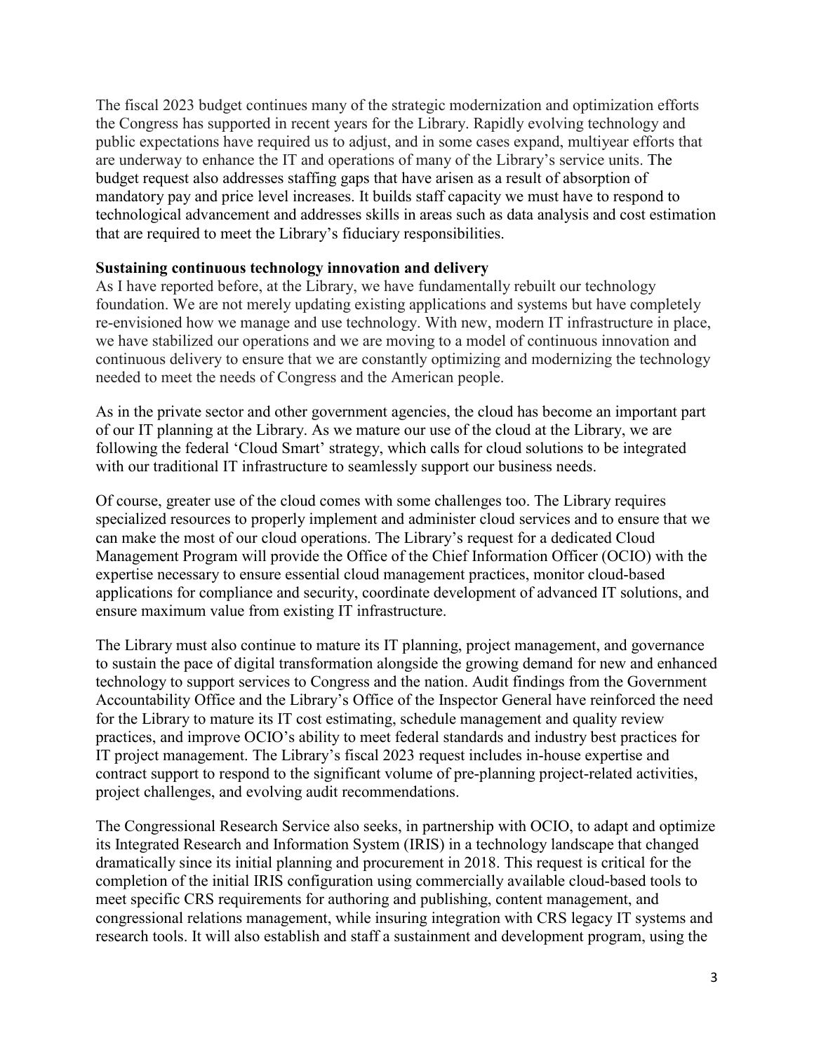The fiscal 2023 budget continues many of the strategic modernization and optimization efforts the Congress has supported in recent years for the Library. Rapidly evolving technology and public expectations have required us to adjust, and in some cases expand, multiyear efforts that are underway to enhance the IT and operations of many of the Library's service units. The budget request also addresses staffing gaps that have arisen as a result of absorption of mandatory pay and price level increases. It builds staff capacity we must have to respond to technological advancement and addresses skills in areas such as data analysis and cost estimation that are required to meet the Library's fiduciary responsibilities.

**Sustaining continuous technology innovation and delivery**

As I have reported before, at the Library, we have fundamentally rebuilt our technology foundation. We are not merely updating existing applications and systems but have completely re-envisioned how we manage and use technology. With new, modern IT infrastructure in place, we have stabilized our operations and we are moving to a model of continuous innovation and continuous delivery to ensure that we are constantly optimizing and modernizing the technology needed to meet the needs of Congress and the American people.

As in the private sector and other government agencies, the cloud has become an important part of our IT planning at the Library. As we mature our use of the cloud at the Library, we are following the federal 'Cloud Smart' strategy, which calls for cloud solutions to be integrated with our traditional IT infrastructure to seamlessly support our business needs.

Of course, greater use of the cloud comes with some challenges too. The Library requires specialized resources to properly implement and administer cloud services and to ensure that we can make the most of our cloud operations. The Library's request for a dedicated Cloud Management Program will provide the Office of the Chief Information Officer (OCIO) with the expertise necessary to ensure essential cloud management practices, monitor cloud-based applications for compliance and security, coordinate development of advanced IT solutions, and ensure maximum value from existing IT infrastructure.

The Library must also continue to mature its IT planning, project management, and governance to sustain the pace of digital transformation alongside the growing demand for new and enhanced technology to support services to Congress and the nation. Audit findings from the Government Accountability Office and the Library's Office of the Inspector General have reinforced the need for the Library to mature its IT cost estimating, schedule management and quality review practices, and improve OCIO's ability to meet federal standards and industry best practices for IT project management. The Library's fiscal 2023 request includes in-house expertise and contract support to respond to the significant volume of pre-planning project-related activities, project challenges, and evolving audit recommendations.

The Congressional Research Service also seeks, in partnership with OCIO, to adapt and optimize its Integrated Research and Information System (IRIS) in a technology landscape that changed dramatically since its initial planning and procurement in 2018. This request is critical for the completion of the initial IRIS configuration using commercially available cloud-based tools to meet specific CRS requirements for authoring and publishing, content management, and congressional relations management, while insuring integration with CRS legacy IT systems and research tools. It will also establish and staff a sustainment and development program, using the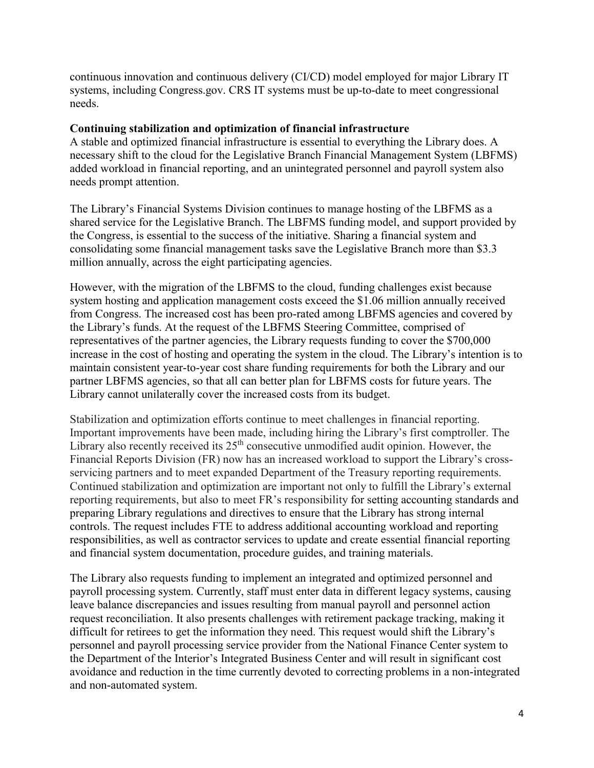continuous innovation and continuous delivery (CI/CD) model employed for major Library IT systems, including Congress.gov. CRS IT systems must be up-to-date to meet congressional needs.

**Continuing stabilization and optimization of financial infrastructure**

A stable and optimized financial infrastructure is essential to everything the Library does. A necessary shift to the cloud for the Legislative Branch Financial Management System (LBFMS) added workload in financial reporting, and an unintegrated personnel and payroll system also needs prompt attention.

The Library's Financial Systems Division continues to manage hosting of the LBFMS as a shared service for the Legislative Branch. The LBFMS funding model, and support provided by the Congress, is essential to the success of the initiative. Sharing a financial system and consolidating some financial management tasks save the Legislative Branch more than $3.3 million annually, across the eight participating agencies.

However, with the migration of the LBFMS to the cloud, funding challenges exist because system hosting and application management costs exceed the $1.06 million annually received from Congress. The increased cost has been pro-rated among LBFMS agencies and covered by the Library's funds. At the request of the LBFMS Steering Committee, comprised of representatives of the partner agencies, the Library requests funding to cover the $700,000 increase in the cost of hosting and operating the system in the cloud. The Library's intention is to maintain consistent year-to-year cost share funding requirements for both the Library and our partner LBFMS agencies, so that all can better plan for LBFMS costs for future years. The Library cannot unilaterally cover the increased costs from its budget.

Stabilization and optimization efforts continue to meet challenges in financial reporting. Important improvements have been made, including hiring the Library's first comptroller. The Library also recently received its 25th consecutive unmodified audit opinion. However, the Financial Reports Division (FR) now has an increased workload to support the Library's cross-servicing partners and to meet expanded Department of the Treasury reporting requirements. Continued stabilization and optimization are important not only to fulfill the Library's external reporting requirements, but also to meet FR's responsibility for setting accounting standards and preparing Library regulations and directives to ensure that the Library has strong internal controls. The request includes FTE to address additional accounting workload and reporting responsibilities, as well as contractor services to update and create essential financial reporting and financial system documentation, procedure guides, and training materials.

The Library also requests funding to implement an integrated and optimized personnel and payroll processing system. Currently, staff must enter data in different legacy systems, causing leave balance discrepancies and issues resulting from manual payroll and personnel action request reconciliation. It also presents challenges with retirement package tracking, making it difficult for retirees to get the information they need. This request would shift the Library's personnel and payroll processing service provider from the National Finance Center system to the Department of the Interior's Integrated Business Center and will result in significant cost avoidance and reduction in the time currently devoted to correcting problems in a non-integrated and non-automated system.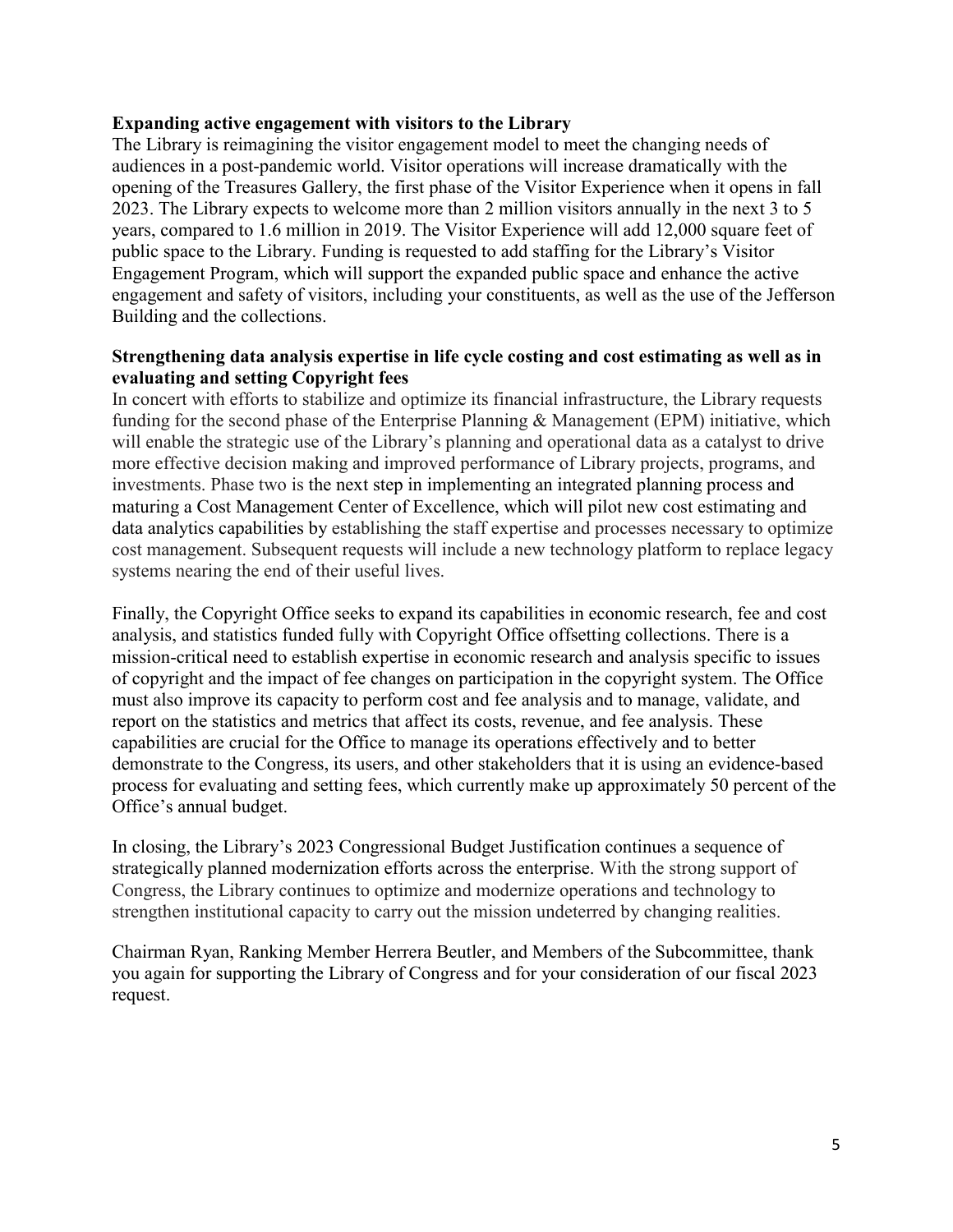**Expanding active engagement with visitors to the Library**

The Library is reimagining the visitor engagement model to meet the changing needs of audiences in a post-pandemic world. Visitor operations will increase dramatically with the opening of the Treasures Gallery, the first phase of the Visitor Experience when it opens in fall 2023. The Library expects to welcome more than 2 million visitors annually in the next 3 to 5 years, compared to 1.6 million in 2019. The Visitor Experience will add 12,000 square feet of public space to the Library. Funding is requested to add staffing for the Library's Visitor Engagement Program, which will support the expanded public space and enhance the active engagement and safety of visitors, including your constituents, as well as the use of the Jefferson Building and the collections.

**Strengthening data analysis expertise in life cycle costing and cost estimating as well as in evaluating and setting Copyright fees**

In concert with efforts to stabilize and optimize its financial infrastructure, the Library requests funding for the second phase of the Enterprise Planning & Management (EPM) initiative, which will enable the strategic use of the Library's planning and operational data as a catalyst to drive more effective decision making and improved performance of Library projects, programs, and investments. Phase two is the next step in implementing an integrated planning process and maturing a Cost Management Center of Excellence, which will pilot new cost estimating and data analytics capabilities by establishing the staff expertise and processes necessary to optimize cost management. Subsequent requests will include a new technology platform to replace legacy systems nearing the end of their useful lives.

Finally, the Copyright Office seeks to expand its capabilities in economic research, fee and cost analysis, and statistics funded fully with Copyright Office offsetting collections. There is a mission-critical need to establish expertise in economic research and analysis specific to issues of copyright and the impact of fee changes on participation in the copyright system. The Office must also improve its capacity to perform cost and fee analysis and to manage, validate, and report on the statistics and metrics that affect its costs, revenue, and fee analysis. These capabilities are crucial for the Office to manage its operations effectively and to better demonstrate to the Congress, its users, and other stakeholders that it is using an evidence-based process for evaluating and setting fees, which currently make up approximately 50 percent of the Office's annual budget.

In closing, the Library's 2023 Congressional Budget Justification continues a sequence of strategically planned modernization efforts across the enterprise. With the strong support of Congress, the Library continues to optimize and modernize operations and technology to strengthen institutional capacity to carry out the mission undeterred by changing realities.

Chairman Ryan, Ranking Member Herrera Beutler, and Members of the Subcommittee, thank you again for supporting the Library of Congress and for your consideration of our fiscal 2023 request.